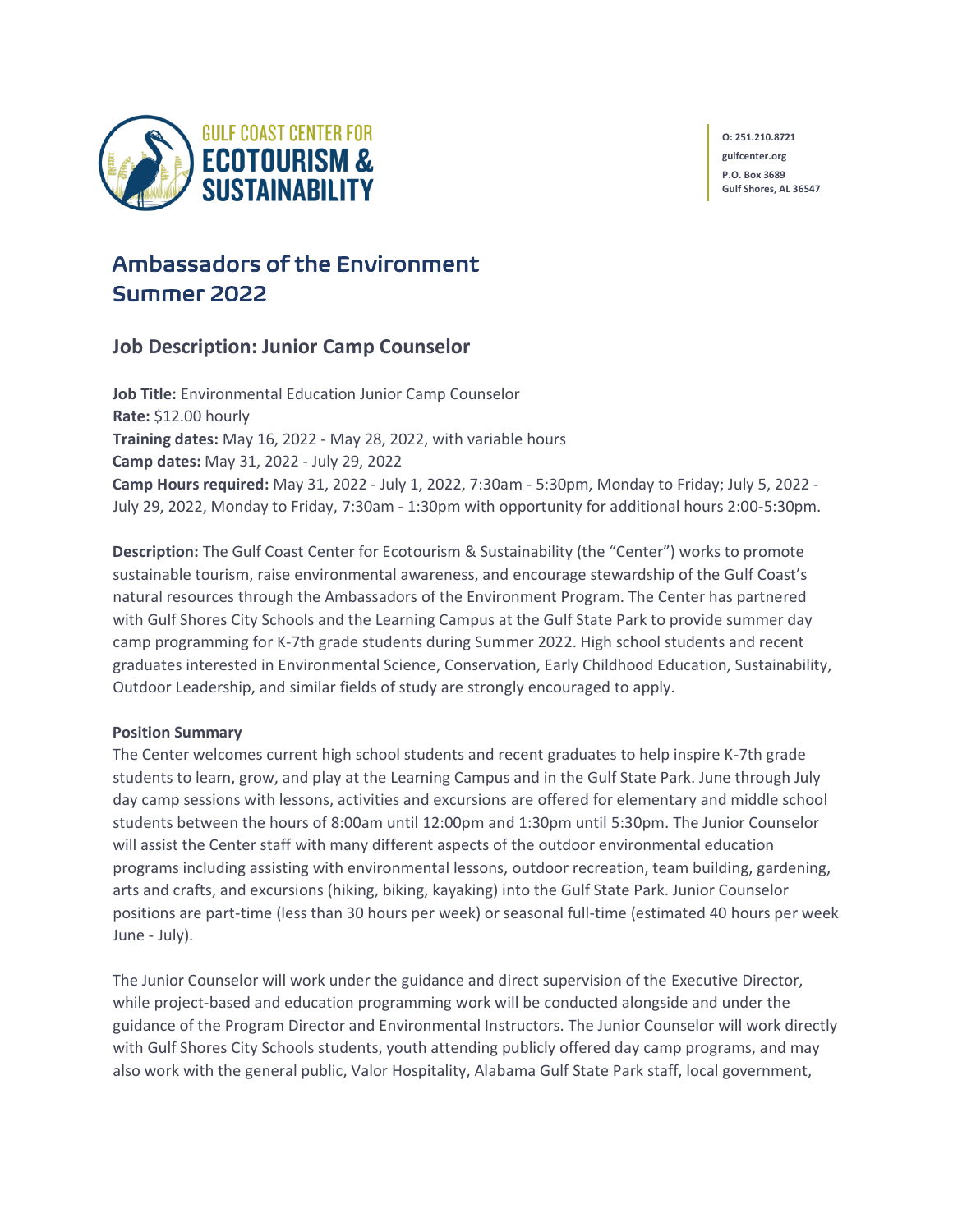**GULF COAST CENTER FOR ECOTOURISM & SUSTAINABILITY**

**O: 251.210.8721**
**gulfcenter.org**
**P.O. Box 3689**
**Gulf Shores, AL 36547**

# Ambassadors of the Environment Summer 2022

## Job Description: Junior Camp Counselor

**Job Title:** Environmental Education Junior Camp Counselor
**Rate:** $12.00 hourly
**Training dates:** May 16, 2022 - May 28, 2022, with variable hours
**Camp dates:** May 31, 2022 - July 29, 2022
**Camp Hours required:** May 31, 2022 - July 1, 2022, 7:30am - 5:30pm, Monday to Friday; July 5, 2022 - July 29, 2022, Monday to Friday, 7:30am - 1:30pm with opportunity for additional hours 2:00-5:30pm.

**Description:** The Gulf Coast Center for Ecotourism & Sustainability (the "Center") works to promote sustainable tourism, raise environmental awareness, and encourage stewardship of the Gulf Coast's natural resources through the Ambassadors of the Environment Program. The Center has partnered with Gulf Shores City Schools and the Learning Campus at the Gulf State Park to provide summer day camp programming for K-7th grade students during Summer 2022. High school students and recent graduates interested in Environmental Science, Conservation, Early Childhood Education, Sustainability, Outdoor Leadership, and similar fields of study are strongly encouraged to apply.

**Position Summary**
The Center welcomes current high school students and recent graduates to help inspire K-7th grade students to learn, grow, and play at the Learning Campus and in the Gulf State Park. June through July day camp sessions with lessons, activities and excursions are offered for elementary and middle school students between the hours of 8:00am until 12:00pm and 1:30pm until 5:30pm. The Junior Counselor will assist the Center staff with many different aspects of the outdoor environmental education programs including assisting with environmental lessons, outdoor recreation, team building, gardening, arts and crafts, and excursions (hiking, biking, kayaking) into the Gulf State Park. Junior Counselor positions are part-time (less than 30 hours per week) or seasonal full-time (estimated 40 hours per week June - July).

The Junior Counselor will work under the guidance and direct supervision of the Executive Director, while project-based and education programming work will be conducted alongside and under the guidance of the Program Director and Environmental Instructors. The Junior Counselor will work directly with Gulf Shores City Schools students, youth attending publicly offered day camp programs, and may also work with the general public, Valor Hospitality, Alabama Gulf State Park staff, local government,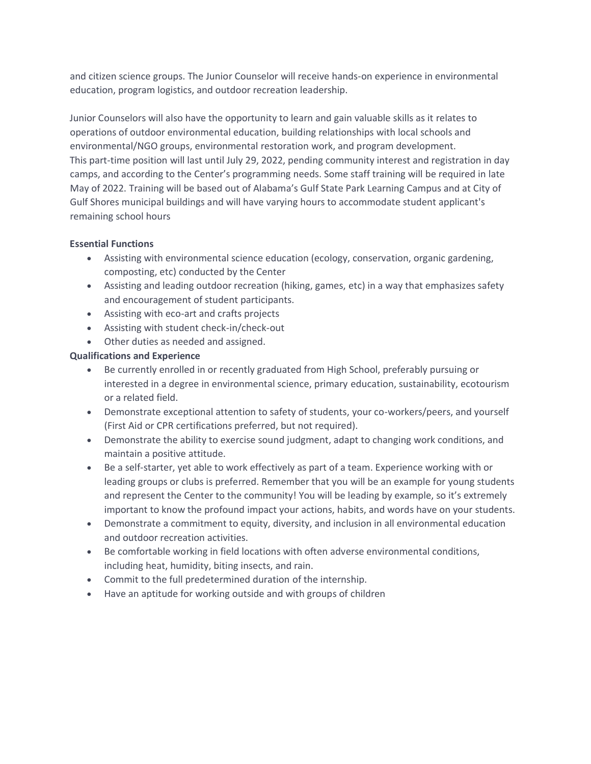and citizen science groups. The Junior Counselor will receive hands-on experience in environmental education, program logistics, and outdoor recreation leadership.

Junior Counselors will also have the opportunity to learn and gain valuable skills as it relates to operations of outdoor environmental education, building relationships with local schools and environmental/NGO groups, environmental restoration work, and program development.
This part-time position will last until July 29, 2022, pending community interest and registration in day camps, and according to the Center's programming needs. Some staff training will be required in late May of 2022. Training will be based out of Alabama's Gulf State Park Learning Campus and at City of Gulf Shores municipal buildings and will have varying hours to accommodate student applicant's remaining school hours

**Essential Functions**

- Assisting with environmental science education (ecology, conservation, organic gardening, composting, etc) conducted by the Center
- Assisting and leading outdoor recreation (hiking, games, etc) in a way that emphasizes safety and encouragement of student participants.
- Assisting with eco-art and crafts projects
- Assisting with student check-in/check-out
- Other duties as needed and assigned.

**Qualifications and Experience**

- Be currently enrolled in or recently graduated from High School, preferably pursuing or interested in a degree in environmental science, primary education, sustainability, ecotourism or a related field.
- Demonstrate exceptional attention to safety of students, your co-workers/peers, and yourself (First Aid or CPR certifications preferred, but not required).
- Demonstrate the ability to exercise sound judgment, adapt to changing work conditions, and maintain a positive attitude.
- Be a self-starter, yet able to work effectively as part of a team. Experience working with or leading groups or clubs is preferred. Remember that you will be an example for young students and represent the Center to the community! You will be leading by example, so it's extremely important to know the profound impact your actions, habits, and words have on your students.
- Demonstrate a commitment to equity, diversity, and inclusion in all environmental education and outdoor recreation activities.
- Be comfortable working in field locations with often adverse environmental conditions, including heat, humidity, biting insects, and rain.
- Commit to the full predetermined duration of the internship.
- Have an aptitude for working outside and with groups of children